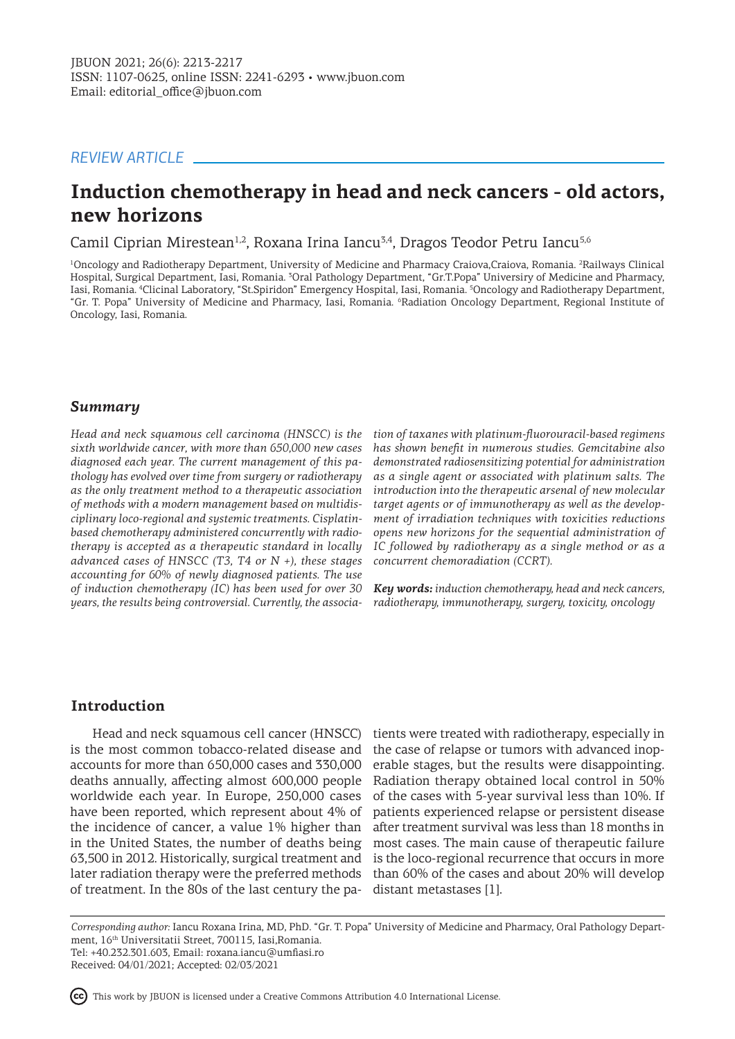REVIEW ARTICLE

# Induction chemotherapy in head and neck cancers - old actors, new horizons

Camil Ciprian Mirestean[1,2], Roxana Irina Iancu[3,4], Dragos Teodor Petru Iancu[5,6]

[1]Oncology and Radiotherapy Department, University of Medicine and Pharmacy Craiova,Craiova, Romania. [2]Railways Clinical Hospital, Surgical Department, Iasi, Romania. [3]Oral Pathology Department, "Gr.T.Popa" Universiry of Medicine and Pharmacy, Iasi, Romania. [4]Clicinal Laboratory, "St.Spiridon" Emergency Hospital, Iasi, Romania. [5]Oncology and Radiotherapy Department, "Gr. T. Popa" University of Medicine and Pharmacy, Iasi, Romania. [6]Radiation Oncology Department, Regional Institute of Oncology, Iasi, Romania.

## Summary

*Head and neck squamous cell carcinoma (HNSCC) is the sixth worldwide cancer, with more than 650,000 new cases diagnosed each year. The current management of this pathology has evolved over time from surgery or radiotherapy as the only treatment method to a therapeutic association of methods with a modern management based on multidisciplinary loco-regional and systemic treatments. Cisplatin-based chemotherapy administered concurrently with radiotherapy is accepted as a therapeutic standard in locally advanced cases of HNSCC (T3, T4 or N +), these stages accounting for 60% of newly diagnosed patients. The use of induction chemotherapy (IC) has been used for over 30 years, the results being controversial. Currently, the association of taxanes with platinum-fluorouracil-based regimens has shown benefit in numerous studies. Gemcitabine also demonstrated radiosensitizing potential for administration as a single agent or associated with platinum salts. The introduction into the therapeutic arsenal of new molecular target agents or of immunotherapy as well as the development of irradiation techniques with toxicities reductions opens new horizons for the sequential administration of IC followed by radiotherapy as a single method or as a concurrent chemoradiation (CCRT).*

***Key words:*** *induction chemotherapy, head and neck cancers, radiotherapy, immunotherapy, surgery, toxicity, oncology*

## Introduction

Head and neck squamous cell cancer (HNSCC) is the most common tobacco-related disease and accounts for more than 650,000 cases and 330,000 deaths annually, affecting almost 600,000 people worldwide each year. In Europe, 250,000 cases have been reported, which represent about 4% of the incidence of cancer, a value 1% higher than in the United States, the number of deaths being 63,500 in 2012. Historically, surgical treatment and later radiation therapy were the preferred methods of treatment. In the 80s of the last century the patients were treated with radiotherapy, especially in the case of relapse or tumors with advanced inoperable stages, but the results were disappointing. Radiation therapy obtained local control in 50% of the cases with 5-year survival less than 10%. If patients experienced relapse or persistent disease after treatment survival was less than 18 months in most cases. The main cause of therapeutic failure is the loco-regional recurrence that occurs in more than 60% of the cases and about 20% will develop distant metastases [1].

*Corresponding author:* Iancu Roxana Irina, MD, PhD. "Gr. T. Popa" University of Medicine and Pharmacy, Oral Pathology Department, 16th Universitatii Street, 700115, Iasi,Romania.
Tel: +40.232.301.603, Email: roxana.iancu@umfiasi.ro
Received: 04/01/2021; Accepted: 02/03/2021

This work by JBUON is licensed under a Creative Commons Attribution 4.0 International License.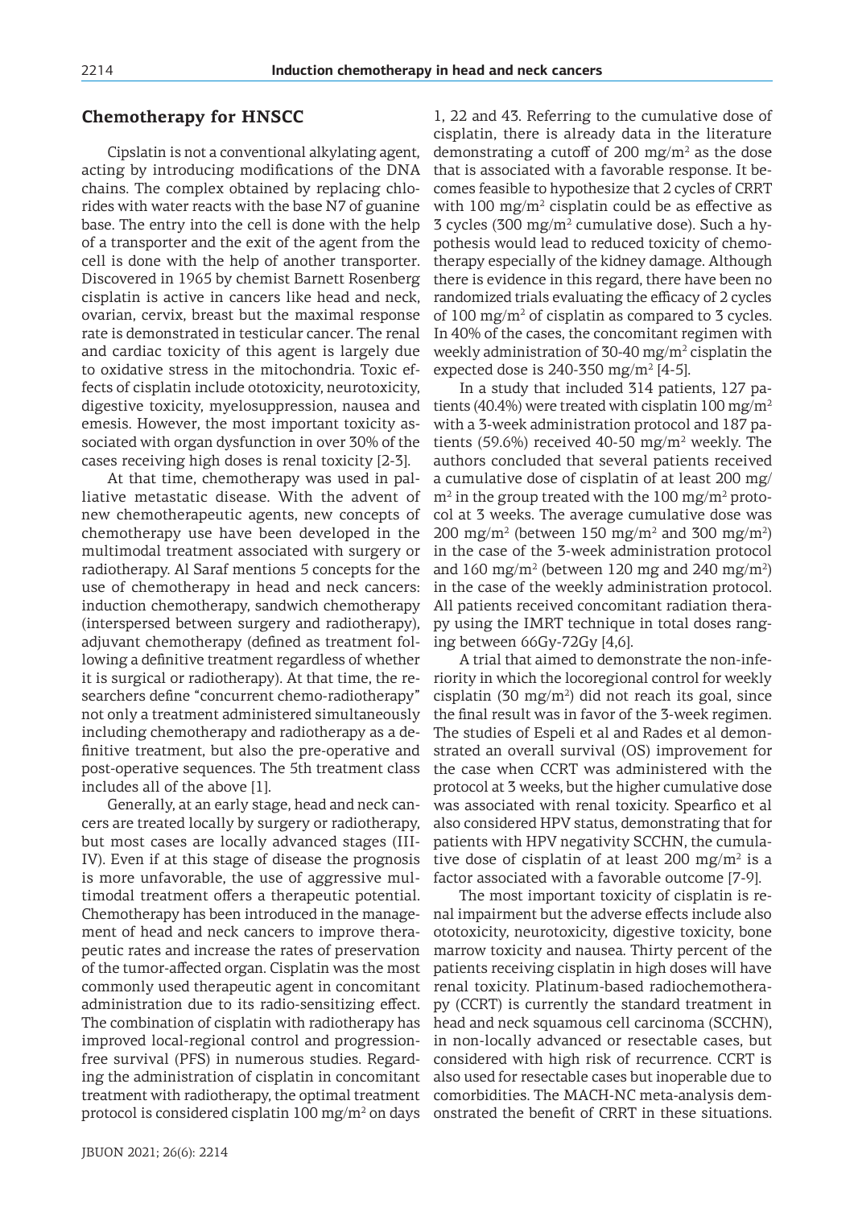## Chemotherapy for HNSCC

Cipslatin is not a conventional alkylating agent, acting by introducing modifications of the DNA chains. The complex obtained by replacing chlorides with water reacts with the base N7 of guanine base. The entry into the cell is done with the help of a transporter and the exit of the agent from the cell is done with the help of another transporter. Discovered in 1965 by chemist Barnett Rosenberg cisplatin is active in cancers like head and neck, ovarian, cervix, breast but the maximal response rate is demonstrated in testicular cancer. The renal and cardiac toxicity of this agent is largely due to oxidative stress in the mitochondria. Toxic effects of cisplatin include ototoxicity, neurotoxicity, digestive toxicity, myelosuppression, nausea and emesis. However, the most important toxicity associated with organ dysfunction in over 30% of the cases receiving high doses is renal toxicity [2-3].

At that time, chemotherapy was used in palliative metastatic disease. With the advent of new chemotherapeutic agents, new concepts of chemotherapy use have been developed in the multimodal treatment associated with surgery or radiotherapy. Al Saraf mentions 5 concepts for the use of chemotherapy in head and neck cancers: induction chemotherapy, sandwich chemotherapy (interspersed between surgery and radiotherapy), adjuvant chemotherapy (defined as treatment following a definitive treatment regardless of whether it is surgical or radiotherapy). At that time, the researchers define "concurrent chemo-radiotherapy" not only a treatment administered simultaneously including chemotherapy and radiotherapy as a definitive treatment, but also the pre-operative and post-operative sequences. The 5th treatment class includes all of the above [1].

Generally, at an early stage, head and neck cancers are treated locally by surgery or radiotherapy, but most cases are locally advanced stages (III-IV). Even if at this stage of disease the prognosis is more unfavorable, the use of aggressive multimodal treatment offers a therapeutic potential. Chemotherapy has been introduced in the management of head and neck cancers to improve therapeutic rates and increase the rates of preservation of the tumor-affected organ. Cisplatin is the most commonly used therapeutic agent in concomitant administration due to its radio-sensitizing effect. The combination of cisplatin with radiotherapy has improved local-regional control and progression-free survival (PFS) in numerous studies. Regarding the administration of cisplatin in concomitant treatment with radiotherapy, the optimal treatment protocol is considered cisplatin 100 mg/m$^2$ on days 1, 22 and 43. Referring to the cumulative dose of cisplatin, there is already data in the literature demonstrating a cutoff of 200 mg/m$^2$ as the dose that is associated with a favorable response. It becomes feasible to hypothesize that 2 cycles of CRRT with 100 mg/m$^2$ cisplatin could be as effective as 3 cycles (300 mg/m$^2$ cumulative dose). Such a hypothesis would lead to reduced toxicity of chemotherapy especially of the kidney damage. Although there is evidence in this regard, there have been no randomized trials evaluating the efficacy of 2 cycles of 100 mg/m$^2$ of cisplatin as compared to 3 cycles. In 40% of the cases, the concomitant regimen with weekly administration of 30-40 mg/m$^2$ cisplatin the expected dose is 240-350 mg/m$^2$ [4-5].

In a study that included 314 patients, 127 patients (40.4%) were treated with cisplatin 100 mg/m$^2$ with a 3-week administration protocol and 187 patients (59.6%) received 40-50 mg/m$^2$ weekly. The authors concluded that several patients received a cumulative dose of cisplatin of at least 200 mg/m$^2$ in the group treated with the 100 mg/m$^2$ protocol at 3 weeks. The average cumulative dose was 200 mg/m$^2$ (between 150 mg/m$^2$ and 300 mg/m$^2$) in the case of the 3-week administration protocol and 160 mg/m$^2$ (between 120 mg and 240 mg/m$^2$) in the case of the weekly administration protocol. All patients received concomitant radiation therapy using the IMRT technique in total doses ranging between 66Gy-72Gy [4,6].

A trial that aimed to demonstrate the non-inferiority in which the locoregional control for weekly cisplatin (30 mg/m$^2$) did not reach its goal, since the final result was in favor of the 3-week regimen. The studies of Espeli et al and Rades et al demonstrated an overall survival (OS) improvement for the case when CCRT was administered with the protocol at 3 weeks, but the higher cumulative dose was associated with renal toxicity. Spearfico et al also considered HPV status, demonstrating that for patients with HPV negativity SCCHN, the cumulative dose of cisplatin of at least 200 mg/m$^2$ is a factor associated with a favorable outcome [7-9].

The most important toxicity of cisplatin is renal impairment but the adverse effects include also ototoxicity, neurotoxicity, digestive toxicity, bone marrow toxicity and nausea. Thirty percent of the patients receiving cisplatin in high doses will have renal toxicity. Platinum-based radiochemotherapy (CCRT) is currently the standard treatment in head and neck squamous cell carcinoma (SCCHN), in non-locally advanced or resectable cases, but considered with high risk of recurrence. CCRT is also used for resectable cases but inoperable due to comorbidities. The MACH-NC meta-analysis demonstrated the benefit of CRRT in these situations.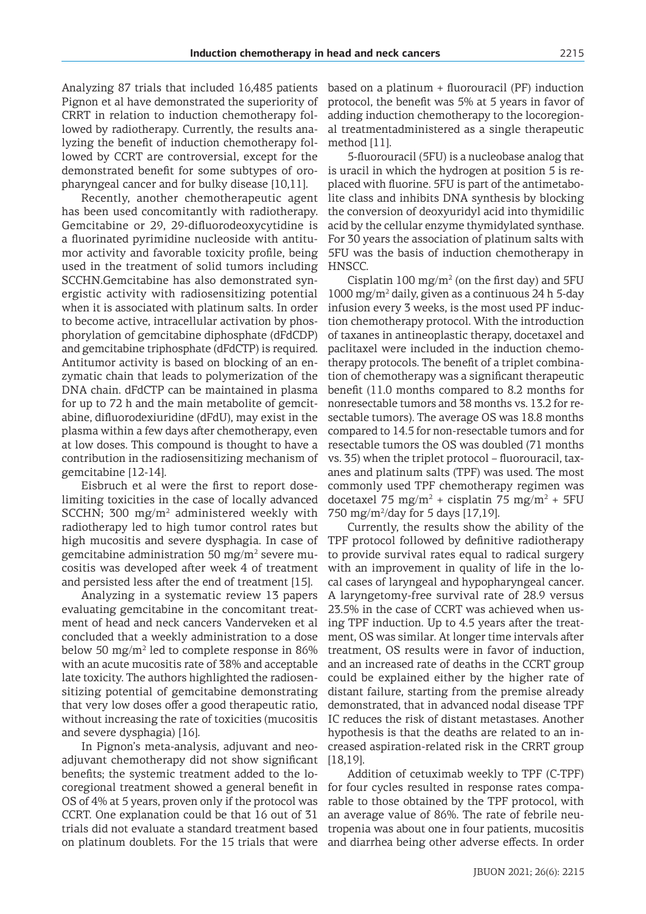Analyzing 87 trials that included 16,485 patients Pignon et al have demonstrated the superiority of CRRT in relation to induction chemotherapy followed by radiotherapy. Currently, the results analyzing the benefit of induction chemotherapy followed by CCRT are controversial, except for the demonstrated benefit for some subtypes of oropharyngeal cancer and for bulky disease [10,11].

Recently, another chemotherapeutic agent has been used concomitantly with radiotherapy. Gemcitabine or 29, 29-difluorodeoxycytidine is a fluorinated pyrimidine nucleoside with antitumor activity and favorable toxicity profile, being used in the treatment of solid tumors including SCCHN.Gemcitabine has also demonstrated synergistic activity with radiosensitizing potential when it is associated with platinum salts. In order to become active, intracellular activation by phosphorylation of gemcitabine diphosphate (dFdCDP) and gemcitabine triphosphate (dFdCTP) is required. Antitumor activity is based on blocking of an enzymatic chain that leads to polymerization of the DNA chain. dFdCTP can be maintained in plasma for up to 72 h and the main metabolite of gemcitabine, difluorodexiuridine (dFdU), may exist in the plasma within a few days after chemotherapy, even at low doses. This compound is thought to have a contribution in the radiosensitizing mechanism of gemcitabine [12-14].

Eisbruch et al were the first to report dose-limiting toxicities in the case of locally advanced SCCHN; 300 mg/m$^2$ administered weekly with radiotherapy led to high tumor control rates but high mucositis and severe dysphagia. In case of gemcitabine administration 50 mg/m$^2$ severe mucositis was developed after week 4 of treatment and persisted less after the end of treatment [15].

Analyzing in a systematic review 13 papers evaluating gemcitabine in the concomitant treatment of head and neck cancers Vanderveken et al concluded that a weekly administration to a dose below 50 mg/m$^2$ led to complete response in 86% with an acute mucositis rate of 38% and acceptable late toxicity. The authors highlighted the radiosensitizing potential of gemcitabine demonstrating that very low doses offer a good therapeutic ratio, without increasing the rate of toxicities (mucositis and severe dysphagia) [16].

In Pignon's meta-analysis, adjuvant and neoadjuvant chemotherapy did not show significant benefits; the systemic treatment added to the locoregional treatment showed a general benefit in OS of 4% at 5 years, proven only if the protocol was CCRT. One explanation could be that 16 out of 31 trials did not evaluate a standard treatment based on platinum doublets. For the 15 trials that were based on a platinum + fluorouracil (PF) induction protocol, the benefit was 5% at 5 years in favor of adding induction chemotherapy to the locoregional treatmentadministered as a single therapeutic method [11].

5-fluorouracil (5FU) is a nucleobase analog that is uracil in which the hydrogen at position 5 is replaced with fluorine. 5FU is part of the antimetabolite class and inhibits DNA synthesis by blocking the conversion of deoxyuridyl acid into thymidilic acid by the cellular enzyme thymidylated synthase. For 30 years the association of platinum salts with 5FU was the basis of induction chemotherapy in HNSCC.

Cisplatin 100 mg/m$^2$ (on the first day) and 5FU 1000 mg/m$^2$ daily, given as a continuous 24 h 5-day infusion every 3 weeks, is the most used PF induction chemotherapy protocol. With the introduction of taxanes in antineoplastic therapy, docetaxel and paclitaxel were included in the induction chemotherapy protocols. The benefit of a triplet combination of chemotherapy was a significant therapeutic benefit (11.0 months compared to 8.2 months for nonresectable tumors and 38 months vs. 13.2 for resectable tumors). The average OS was 18.8 months compared to 14.5 for non-resectable tumors and for resectable tumors the OS was doubled (71 months vs. 35) when the triplet protocol – fluorouracil, taxanes and platinum salts (TPF) was used. The most commonly used TPF chemotherapy regimen was docetaxel 75 mg/m$^2$ + cisplatin 75 mg/m$^2$ + 5FU 750 mg/m$^2$/day for 5 days [17,19].

Currently, the results show the ability of the TPF protocol followed by definitive radiotherapy to provide survival rates equal to radical surgery with an improvement in quality of life in the local cases of laryngeal and hypopharyngeal cancer. A laryngetomy-free survival rate of 28.9 versus 23.5% in the case of CCRT was achieved when using TPF induction. Up to 4.5 years after the treatment, OS was similar. At longer time intervals after treatment, OS results were in favor of induction, and an increased rate of deaths in the CCRT group could be explained either by the higher rate of distant failure, starting from the premise already demonstrated, that in advanced nodal disease TPF IC reduces the risk of distant metastases. Another hypothesis is that the deaths are related to an increased aspiration-related risk in the CRRT group [18,19].

Addition of cetuximab weekly to TPF (C-TPF) for four cycles resulted in response rates comparable to those obtained by the TPF protocol, with an average value of 86%. The rate of febrile neutropenia was about one in four patients, mucositis and diarrhea being other adverse effects. In order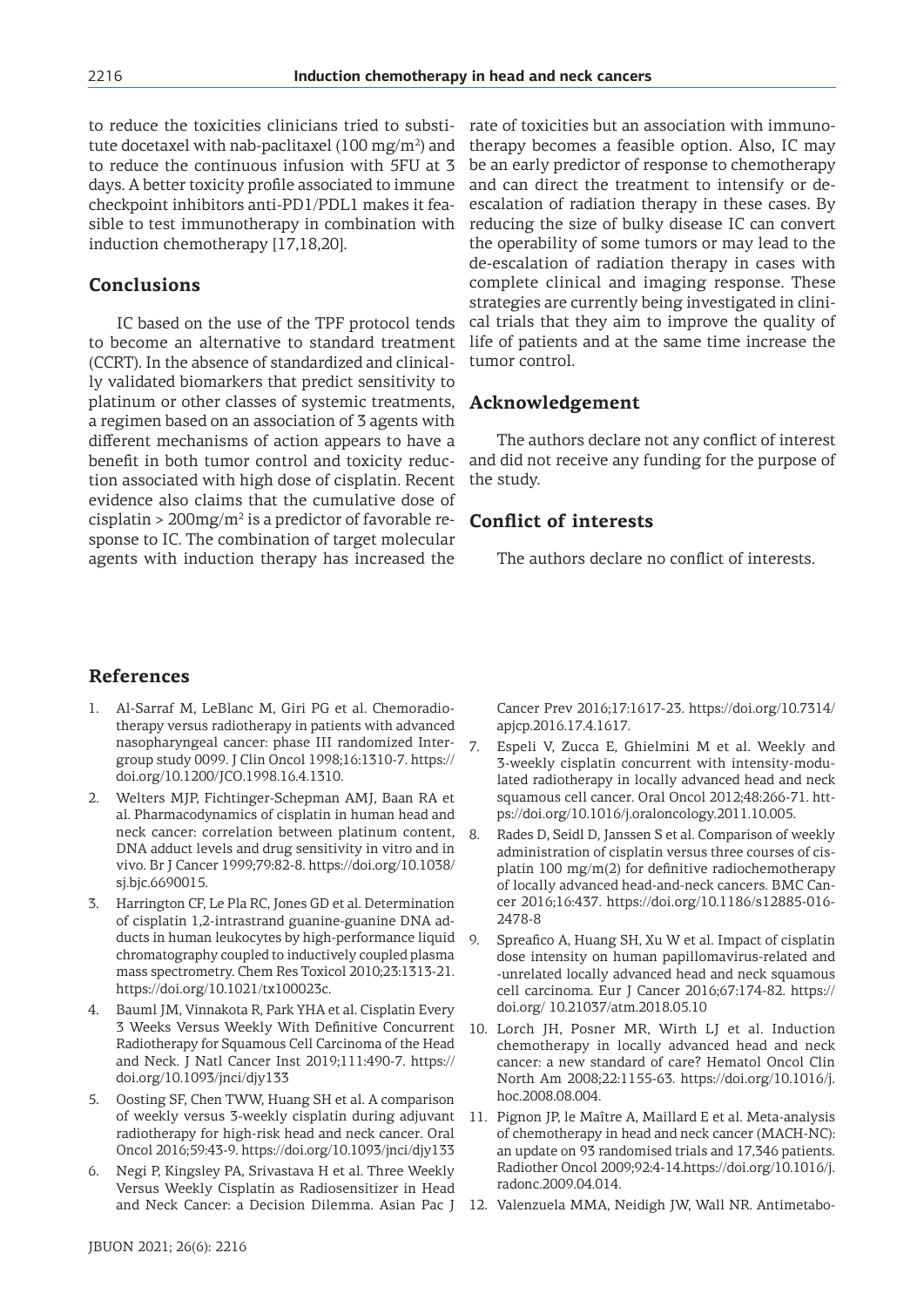to reduce the toxicities clinicians tried to substitute docetaxel with nab-paclitaxel (100 mg/m$^2$) and to reduce the continuous infusion with 5FU at 3 days. A better toxicity profile associated to immune checkpoint inhibitors anti-PD1/PDL1 makes it feasible to test immunotherapy in combination with induction chemotherapy [17,18,20].

## Conclusions

IC based on the use of the TPF protocol tends to become an alternative to standard treatment (CCRT). In the absence of standardized and clinically validated biomarkers that predict sensitivity to platinum or other classes of systemic treatments, a regimen based on an association of 3 agents with different mechanisms of action appears to have a benefit in both tumor control and toxicity reduction associated with high dose of cisplatin. Recent evidence also claims that the cumulative dose of cisplatin > 200mg/m$^2$ is a predictor of favorable response to IC. The combination of target molecular agents with induction therapy has increased the rate of toxicities but an association with immunotherapy becomes a feasible option. Also, IC may be an early predictor of response to chemotherapy and can direct the treatment to intensify or de-escalation of radiation therapy in these cases. By reducing the size of bulky disease IC can convert the operability of some tumors or may lead to the de-escalation of radiation therapy in cases with complete clinical and imaging response. These strategies are currently being investigated in clinical trials that they aim to improve the quality of life of patients and at the same time increase the tumor control.

## Acknowledgement

The authors declare not any conflict of interest and did not receive any funding for the purpose of the study.

## Conflict of interests

The authors declare no conflict of interests.

## References

1. Al-Sarraf M, LeBlanc M, Giri PG et al. Chemoradiotherapy versus radiotherapy in patients with advanced nasopharyngeal cancer: phase III randomized Intergroup study 0099. J Clin Oncol 1998;16:1310-7. https://doi.org/10.1200/JCO.1998.16.4.1310.
2. Welters MJP, Fichtinger-Schepman AMJ, Baan RA et al. Pharmacodynamics of cisplatin in human head and neck cancer: correlation between platinum content, DNA adduct levels and drug sensitivity in vitro and in vivo. Br J Cancer 1999;79:82-8. https://doi.org/10.1038/sj.bjc.6690015.
3. Harrington CF, Le Pla RC, Jones GD et al. Determination of cisplatin 1,2-intrastrand guanine-guanine DNA adducts in human leukocytes by high-performance liquid chromatography coupled to inductively coupled plasma mass spectrometry. Chem Res Toxicol 2010;23:1313-21. https://doi.org/10.1021/tx100023c.
4. Bauml JM, Vinnakota R, Park YHA et al. Cisplatin Every 3 Weeks Versus Weekly With Definitive Concurrent Radiotherapy for Squamous Cell Carcinoma of the Head and Neck. J Natl Cancer Inst 2019;111:490-7. https://doi.org/10.1093/jnci/djy133
5. Oosting SF, Chen TWW, Huang SH et al. A comparison of weekly versus 3-weekly cisplatin during adjuvant radiotherapy for high-risk head and neck cancer. Oral Oncol 2016;59:43-9. https://doi.org/10.1093/jnci/djy133
6. Negi P, Kingsley PA, Srivastava H et al. Three Weekly Versus Weekly Cisplatin as Radiosensitizer in Head and Neck Cancer: a Decision Dilemma. Asian Pac J Cancer Prev 2016;17:1617-23. https://doi.org/10.7314/apjcp.2016.17.4.1617.
7. Espeli V, Zucca E, Ghielmini M et al. Weekly and 3-weekly cisplatin concurrent with intensity-modulated radiotherapy in locally advanced head and neck squamous cell cancer. Oral Oncol 2012;48:266-71. https://doi.org/10.1016/j.oraloncology.2011.10.005.
8. Rades D, Seidl D, Janssen S et al. Comparison of weekly administration of cisplatin versus three courses of cisplatin 100 mg/m(2) for definitive radiochemotherapy of locally advanced head-and-neck cancers. BMC Cancer 2016;16:437. https://doi.org/10.1186/s12885-016-2478-8
9. Spreafico A, Huang SH, Xu W et al. Impact of cisplatin dose intensity on human papillomavirus-related and -unrelated locally advanced head and neck squamous cell carcinoma. Eur J Cancer 2016;67:174-82. https://doi.org/ 10.21037/atm.2018.05.10
10. Lorch JH, Posner MR, Wirth LJ et al. Induction chemotherapy in locally advanced head and neck cancer: a new standard of care? Hematol Oncol Clin North Am 2008;22:1155-63. https://doi.org/10.1016/j.hoc.2008.08.004.
11. Pignon JP, le Maître A, Maillard E et al. Meta-analysis of chemotherapy in head and neck cancer (MACH-NC): an update on 93 randomised trials and 17,346 patients. Radiother Oncol 2009;92:4-14.https://doi.org/10.1016/j.radonc.2009.04.014.
12. Valenzuela MMA, Neidigh JW, Wall NR. Antimetabo-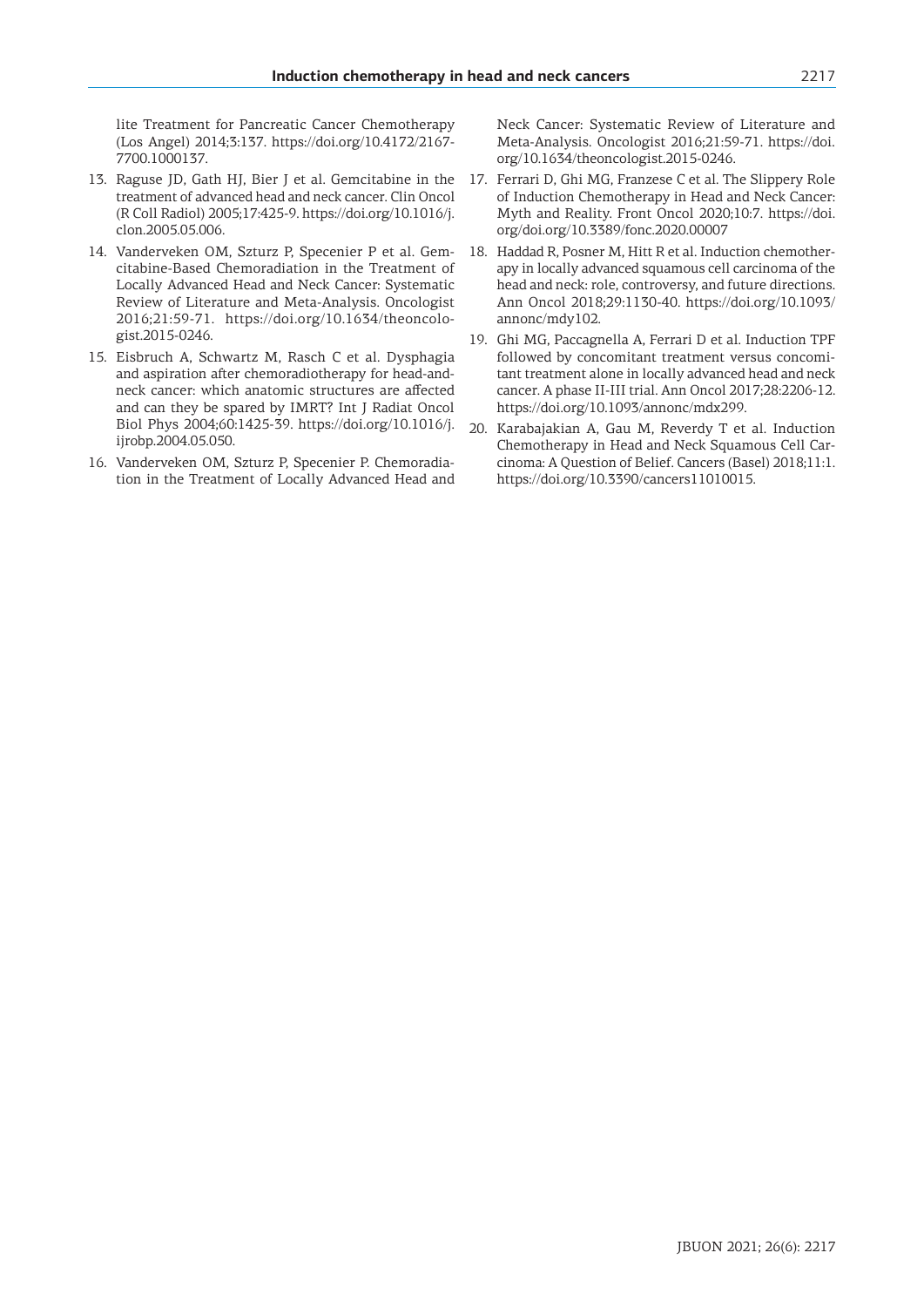lite Treatment for Pancreatic Cancer Chemotherapy (Los Angel) 2014;3:137. https://doi.org/10.4172/2167-7700.1000137.

13. Raguse JD, Gath HJ, Bier J et al. Gemcitabine in the treatment of advanced head and neck cancer. Clin Oncol (R Coll Radiol) 2005;17:425-9. https://doi.org/10.1016/j.clon.2005.05.006.
14. Vanderveken OM, Szturz P, Specenier P et al. Gemcitabine-Based Chemoradiation in the Treatment of Locally Advanced Head and Neck Cancer: Systematic Review of Literature and Meta-Analysis. Oncologist 2016;21:59-71. https://doi.org/10.1634/theoncologist.2015-0246.
15. Eisbruch A, Schwartz M, Rasch C et al. Dysphagia and aspiration after chemoradiotherapy for head-and-neck cancer: which anatomic structures are affected and can they be spared by IMRT? Int J Radiat Oncol Biol Phys 2004;60:1425-39. https://doi.org/10.1016/j.ijrobp.2004.05.050.
16. Vanderveken OM, Szturz P, Specenier P. Chemoradiation in the Treatment of Locally Advanced Head and Neck Cancer: Systematic Review of Literature and Meta-Analysis. Oncologist 2016;21:59-71. https://doi.org/10.1634/theoncologist.2015-0246.
17. Ferrari D, Ghi MG, Franzese C et al. The Slippery Role of Induction Chemotherapy in Head and Neck Cancer: Myth and Reality. Front Oncol 2020;10:7. https://doi.org/doi.org/10.3389/fonc.2020.00007
18. Haddad R, Posner M, Hitt R et al. Induction chemotherapy in locally advanced squamous cell carcinoma of the head and neck: role, controversy, and future directions. Ann Oncol 2018;29:1130-40. https://doi.org/10.1093/annonc/mdy102.
19. Ghi MG, Paccagnella A, Ferrari D et al. Induction TPF followed by concomitant treatment versus concomitant treatment alone in locally advanced head and neck cancer. A phase II-III trial. Ann Oncol 2017;28:2206-12. https://doi.org/10.1093/annonc/mdx299.
20. Karabajakian A, Gau M, Reverdy T et al. Induction Chemotherapy in Head and Neck Squamous Cell Carcinoma: A Question of Belief. Cancers (Basel) 2018;11:1. https://doi.org/10.3390/cancers11010015.